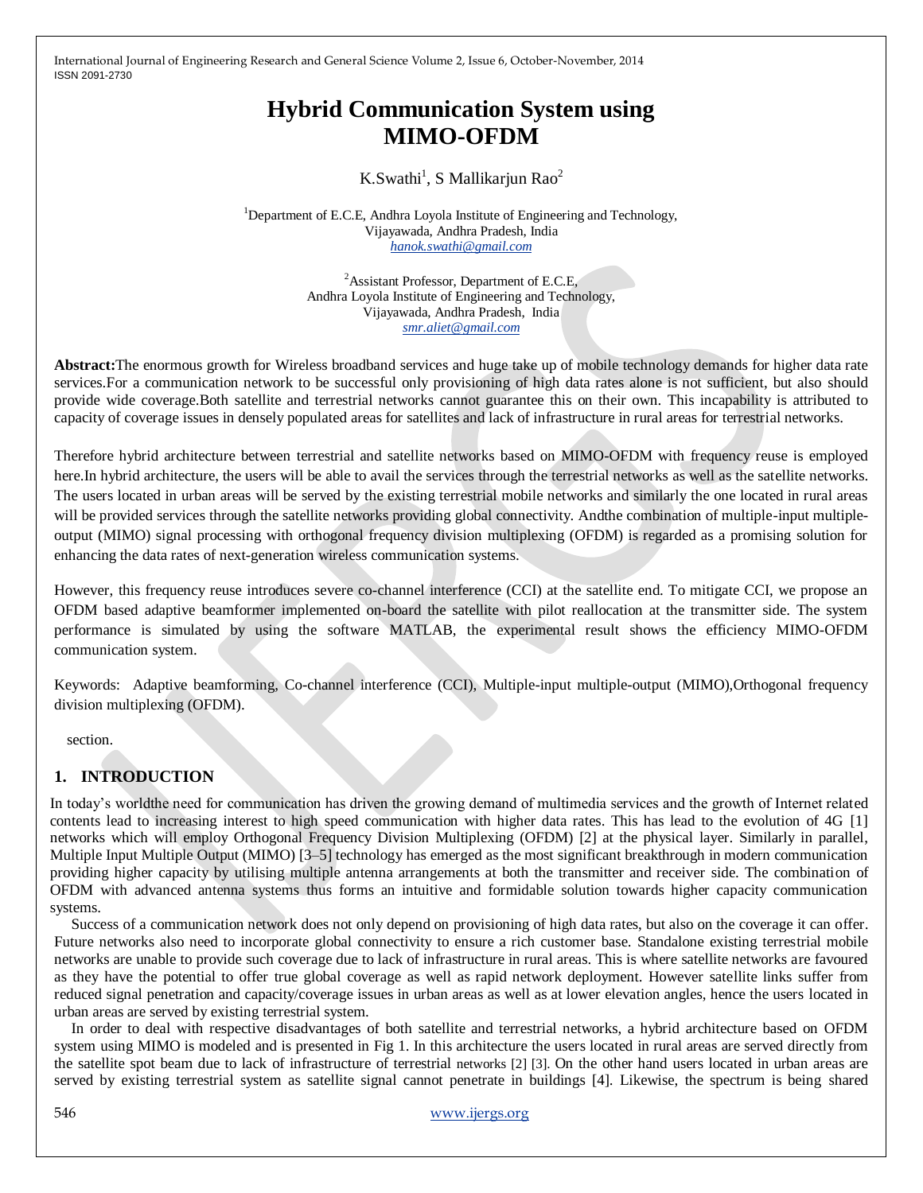# Hybrid Communication System using MIMO-OFDM

K.Swathi[1], S Mallikarjun Rao[2]

[1]Department of E.C.E, Andhra Loyola Institute of Engineering and Technology, Vijayawada, Andhra Pradesh, India
hanok.swathi@gmail.com

[2]Assistant Professor, Department of E.C.E, Andhra Loyola Institute of Engineering and Technology, Vijayawada, Andhra Pradesh, India
smr.aliet@gmail.com

**Abstract:**The enormous growth for Wireless broadband services and huge take up of mobile technology demands for higher data rate services.For a communication network to be successful only provisioning of high data rates alone is not sufficient, but also should provide wide coverage.Both satellite and terrestrial networks cannot guarantee this on their own. This incapability is attributed to capacity of coverage issues in densely populated areas for satellites and lack of infrastructure in rural areas for terrestrial networks.

Therefore hybrid architecture between terrestrial and satellite networks based on MIMO-OFDM with frequency reuse is employed here.In hybrid architecture, the users will be able to avail the services through the terrestrial networks as well as the satellite networks. The users located in urban areas will be served by the existing terrestrial mobile networks and similarly the one located in rural areas will be provided services through the satellite networks providing global connectivity. Andthe combination of multiple-input multiple-output (MIMO) signal processing with orthogonal frequency division multiplexing (OFDM) is regarded as a promising solution for enhancing the data rates of next-generation wireless communication systems.

However, this frequency reuse introduces severe co-channel interference (CCI) at the satellite end. To mitigate CCI, we propose an OFDM based adaptive beamformer implemented on-board the satellite with pilot reallocation at the transmitter side. The system performance is simulated by using the software MATLAB, the experimental result shows the efficiency MIMO-OFDM communication system.

Keywords: Adaptive beamforming, Co-channel interference (CCI), Multiple-input multiple-output (MIMO),Orthogonal frequency division multiplexing (OFDM).

section.

## 1. INTRODUCTION

In today's worldthe need for communication has driven the growing demand of multimedia services and the growth of Internet related contents lead to increasing interest to high speed communication with higher data rates. This has lead to the evolution of 4G [1] networks which will employ Orthogonal Frequency Division Multiplexing (OFDM) [2] at the physical layer. Similarly in parallel, Multiple Input Multiple Output (MIMO) [3–5] technology has emerged as the most significant breakthrough in modern communication providing higher capacity by utilising multiple antenna arrangements at both the transmitter and receiver side. The combination of OFDM with advanced antenna systems thus forms an intuitive and formidable solution towards higher capacity communication systems.

Success of a communication network does not only depend on provisioning of high data rates, but also on the coverage it can offer. Future networks also need to incorporate global connectivity to ensure a rich customer base. Standalone existing terrestrial mobile networks are unable to provide such coverage due to lack of infrastructure in rural areas. This is where satellite networks are favoured as they have the potential to offer true global coverage as well as rapid network deployment. However satellite links suffer from reduced signal penetration and capacity/coverage issues in urban areas as well as at lower elevation angles, hence the users located in urban areas are served by existing terrestrial system.

In order to deal with respective disadvantages of both satellite and terrestrial networks, a hybrid architecture based on OFDM system using MIMO is modeled and is presented in Fig 1. In this architecture the users located in rural areas are served directly from the satellite spot beam due to lack of infrastructure of terrestrial networks [2] [3]. On the other hand users located in urban areas are served by existing terrestrial system as satellite signal cannot penetrate in buildings [4]. Likewise, the spectrum is being shared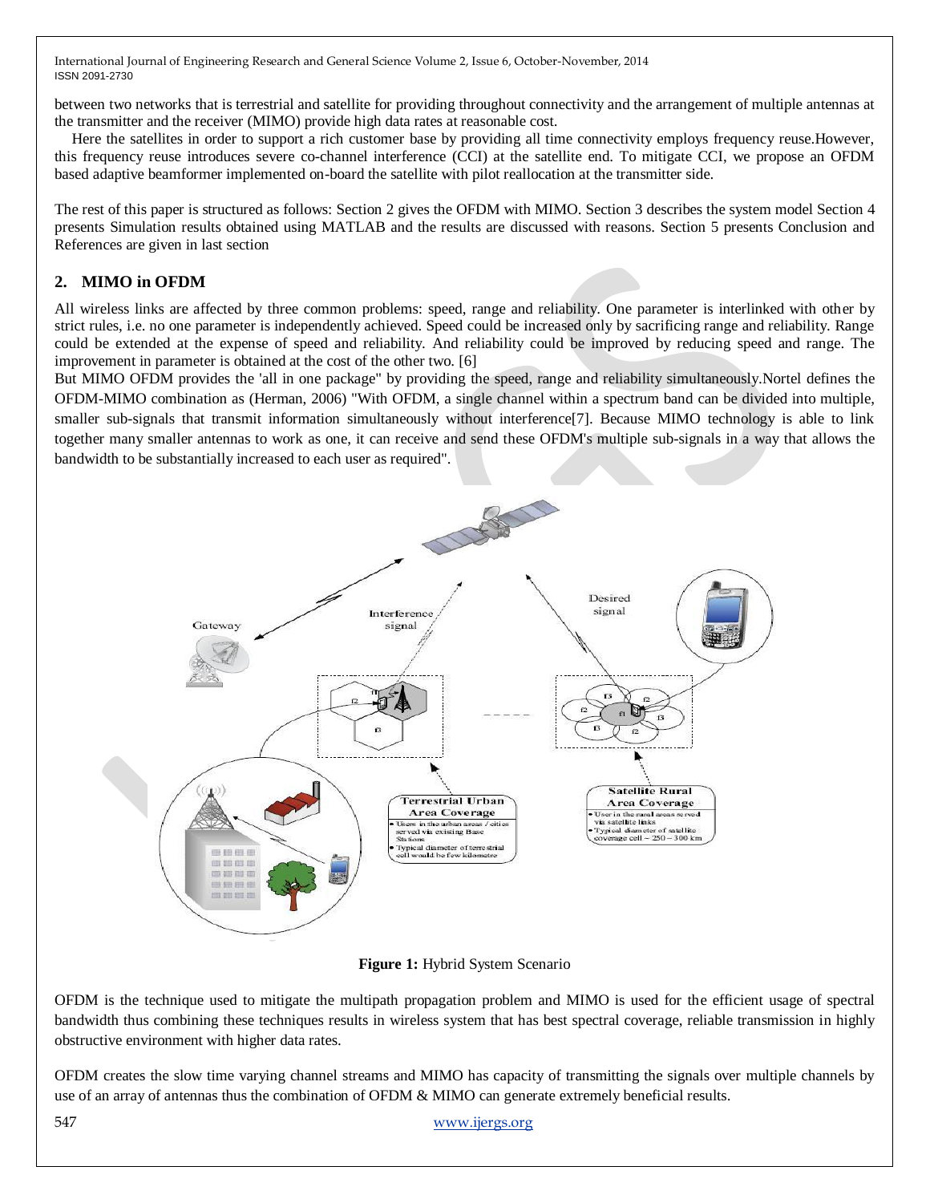between two networks that is terrestrial and satellite for providing throughout connectivity and the arrangement of multiple antennas at the transmitter and the receiver (MIMO) provide high data rates at reasonable cost.

Here the satellites in order to support a rich customer base by providing all time connectivity employs frequency reuse.However, this frequency reuse introduces severe co-channel interference (CCI) at the satellite end. To mitigate CCI, we propose an OFDM based adaptive beamformer implemented on-board the satellite with pilot reallocation at the transmitter side.

The rest of this paper is structured as follows: Section 2 gives the OFDM with MIMO. Section 3 describes the system model Section 4 presents Simulation results obtained using MATLAB and the results are discussed with reasons. Section 5 presents Conclusion and References are given in last section

## 2. MIMO in OFDM

All wireless links are affected by three common problems: speed, range and reliability. One parameter is interlinked with other by strict rules, i.e. no one parameter is independently achieved. Speed could be increased only by sacrificing range and reliability. Range could be extended at the expense of speed and reliability. And reliability could be improved by reducing speed and range. The improvement in parameter is obtained at the cost of the other two. [6]

But MIMO OFDM provides the 'all in one package" by providing the speed, range and reliability simultaneously.Nortel defines the OFDM-MIMO combination as (Herman, 2006) "With OFDM, a single channel within a spectrum band can be divided into multiple, smaller sub-signals that transmit information simultaneously without interference[7]. Because MIMO technology is able to link together many smaller antennas to work as one, it can receive and send these OFDM's multiple sub-signals in a way that allows the bandwidth to be substantially increased to each user as required".

**Figure 1:** Hybrid System Scenario

OFDM is the technique used to mitigate the multipath propagation problem and MIMO is used for the efficient usage of spectral bandwidth thus combining these techniques results in wireless system that has best spectral coverage, reliable transmission in highly obstructive environment with higher data rates.

OFDM creates the slow time varying channel streams and MIMO has capacity of transmitting the signals over multiple channels by use of an array of antennas thus the combination of OFDM & MIMO can generate extremely beneficial results.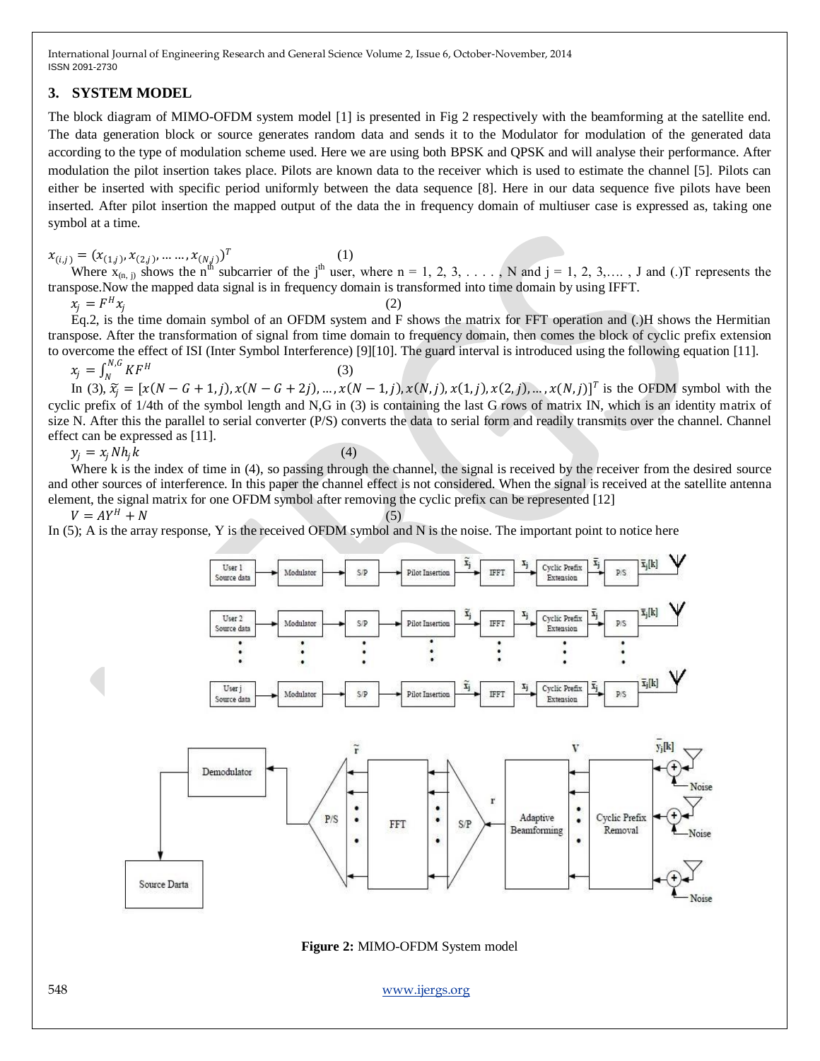## 3. SYSTEM MODEL

The block diagram of MIMO-OFDM system model [1] is presented in Fig 2 respectively with the beamforming at the satellite end. The data generation block or source generates random data and sends it to the Modulator for modulation of the generated data according to the type of modulation scheme used. Here we are using both BPSK and QPSK and will analyse their performance. After modulation the pilot insertion takes place. Pilots are known data to the receiver which is used to estimate the channel [5]. Pilots can either be inserted with specific period uniformly between the data sequence [8]. Here in our data sequence five pilots have been inserted. After pilot insertion the mapped output of the data the in frequency domain of multiuser case is expressed as, taking one symbol at a time.

$$x_{(i,j)} = (x_{(1,j)}, x_{(2,j)}, \dots \dots, x_{(N,j)})^T \tag{1}$$

Where $x_{(n,j)}$ shows the $n^{th}$ subcarrier of the $j^{th}$ user, where n = 1, 2, 3, . . . . . , N and j = 1, 2, 3,…. , J and (.)T represents the transpose.Now the mapped data signal is in frequency domain is transformed into time domain by using IFFT.

$$x_j = F^H x_j \tag{2}$$

Eq.2, is the time domain symbol of an OFDM system and F shows the matrix for FFT operation and (.)H shows the Hermitian transpose. After the transformation of signal from time domain to frequency domain, then comes the block of cyclic prefix extension to overcome the effect of ISI (Inter Symbol Interference) [9][10]. The guard interval is introduced using the following equation [11].

$$x_j = \int_N^{N,G} KF^H \tag{3}$$

In (3), $\widetilde{x_j} = [x(N-G+1,j), x(N-G+2j), \dots, x(N-1,j), x(N,j), x(1,j), x(2,j), \dots, x(N,j)]^T$ is the OFDM symbol with the cyclic prefix of 1/4th of the symbol length and N,G in (3) is containing the last G rows of matrix IN, which is an identity matrix of size N. After this the parallel to serial converter (P/S) converts the data to serial form and readily transmits over the channel. Channel effect can be expressed as [11].

$$y_j = x_j N h_j k \tag{4}$$

Where k is the index of time in (4), so passing through the channel, the signal is received by the receiver from the desired source and other sources of interference. In this paper the channel effect is not considered. When the signal is received at the satellite antenna element, the signal matrix for one OFDM symbol after removing the cyclic prefix can be represented [12]

$$V = AY^H + N \tag{5}$$

In (5); A is the array response, Y is the received OFDM symbol and N is the noise. The important point to notice here

**Figure 2:** MIMO-OFDM System model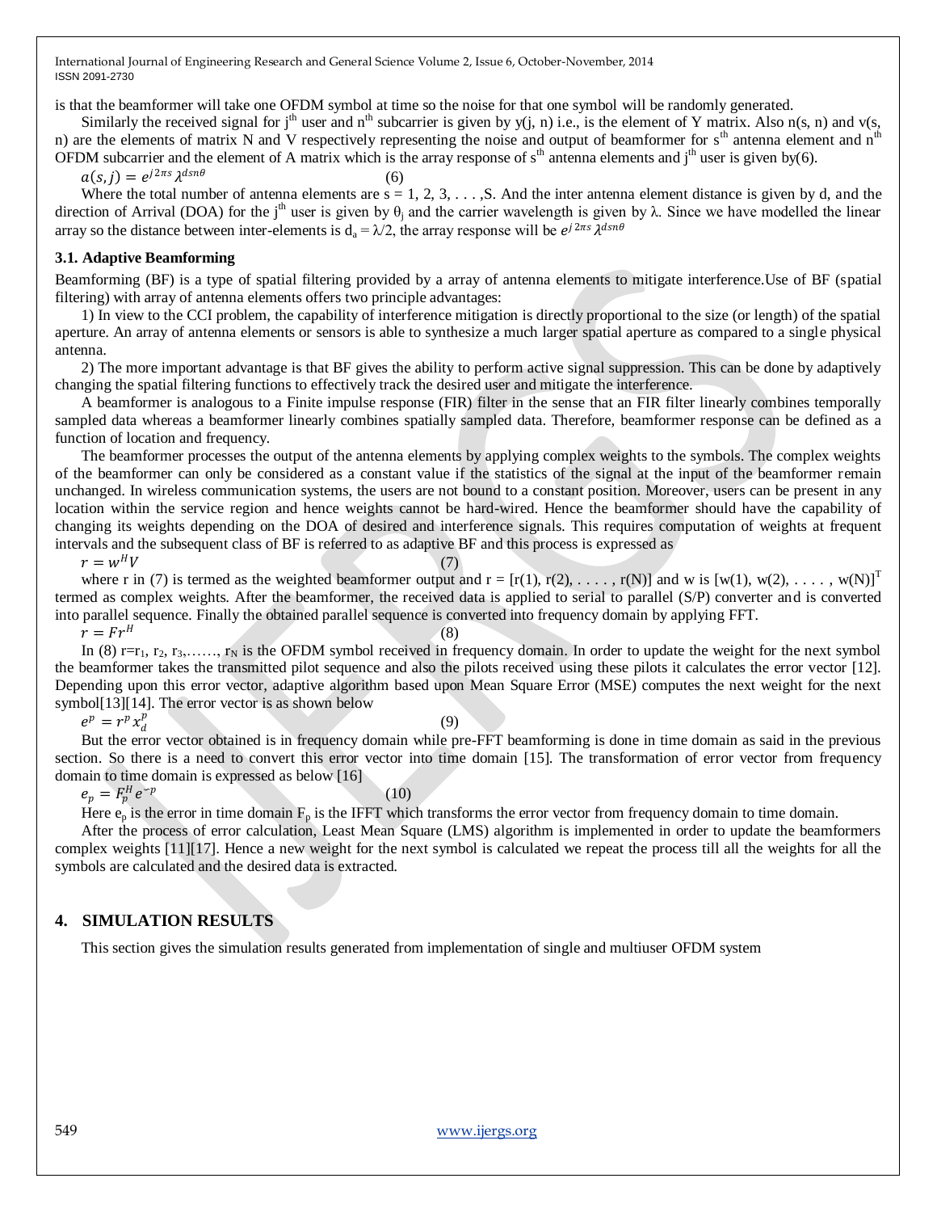is that the beamformer will take one OFDM symbol at time so the noise for that one symbol will be randomly generated.

Similarly the received signal for $j^{th}$ user and $n^{th}$ subcarrier is given by y(j, n) i.e., is the element of Y matrix. Also n(s, n) and v(s, n) are the elements of matrix N and V respectively representing the noise and output of beamformer for $s^{th}$ antenna element and $n^{th}$ OFDM subcarrier and the element of A matrix which is the array response of $s^{th}$ antenna elements and $j^{th}$ user is given by(6).

$$a(s,j) = e^{j2\pi s}\,\lambda^{dsn\theta} \quad (6)$$

Where the total number of antenna elements are s = 1, 2, 3, . . . ,S. And the inter antenna element distance is given by d, and the direction of Arrival (DOA) for the $j^{th}$ user is given by $\theta_j$ and the carrier wavelength is given by λ. Since we have modelled the linear array so the distance between inter-elements is $d_a = \lambda/2$, the array response will be $e^{j2\pi s}\,\lambda^{dsn\theta}$

### 3.1. Adaptive Beamforming

Beamforming (BF) is a type of spatial filtering provided by a array of antenna elements to mitigate interference.Use of BF (spatial filtering) with array of antenna elements offers two principle advantages:

1) In view to the CCI problem, the capability of interference mitigation is directly proportional to the size (or length) of the spatial aperture. An array of antenna elements or sensors is able to synthesize a much larger spatial aperture as compared to a single physical antenna.

2) The more important advantage is that BF gives the ability to perform active signal suppression. This can be done by adaptively changing the spatial filtering functions to effectively track the desired user and mitigate the interference.

A beamformer is analogous to a Finite impulse response (FIR) filter in the sense that an FIR filter linearly combines temporally sampled data whereas a beamformer linearly combines spatially sampled data. Therefore, beamformer response can be defined as a function of location and frequency.

The beamformer processes the output of the antenna elements by applying complex weights to the symbols. The complex weights of the beamformer can only be considered as a constant value if the statistics of the signal at the input of the beamformer remain unchanged. In wireless communication systems, the users are not bound to a constant position. Moreover, users can be present in any location within the service region and hence weights cannot be hard-wired. Hence the beamformer should have the capability of changing its weights depending on the DOA of desired and interference signals. This requires computation of weights at frequent intervals and the subsequent class of BF is referred to as adaptive BF and this process is expressed as

$$r = w^H V \quad (7)$$

where r in (7) is termed as the weighted beamformer output and r = [r(1), r(2), . . . . , r(N)] and w is $[w(1), w(2), \ldots, w(N)]^T$ termed as complex weights. After the beamformer, the received data is applied to serial to parallel (S/P) converter and is converted into parallel sequence. Finally the obtained parallel sequence is converted into frequency domain by applying FFT.

$$r = Fr^H \quad (8)$$

In (8) $r = r_1, r_2, r_3, \ldots, r_N$ is the OFDM symbol received in frequency domain. In order to update the weight for the next symbol the beamformer takes the transmitted pilot sequence and also the pilots received using these pilots it calculates the error vector [12]. Depending upon this error vector, adaptive algorithm based upon Mean Square Error (MSE) computes the next weight for the next symbol[13][14]. The error vector is as shown below

$$e^p = r^p x_d^p \quad (9)$$

But the error vector obtained is in frequency domain while pre-FFT beamforming is done in time domain as said in the previous section. So there is a need to convert this error vector into time domain [15]. The transformation of error vector from frequency domain to time domain is expressed as below [16]

$$e_p = F_p^H e^{-p} \quad (10)$$

Here $e_p$ is the error in time domain $F_p$ is the IFFT which transforms the error vector from frequency domain to time domain.

After the process of error calculation, Least Mean Square (LMS) algorithm is implemented in order to update the beamformers complex weights [11][17]. Hence a new weight for the next symbol is calculated we repeat the process till all the weights for all the symbols are calculated and the desired data is extracted.

## 4. SIMULATION RESULTS

This section gives the simulation results generated from implementation of single and multiuser OFDM system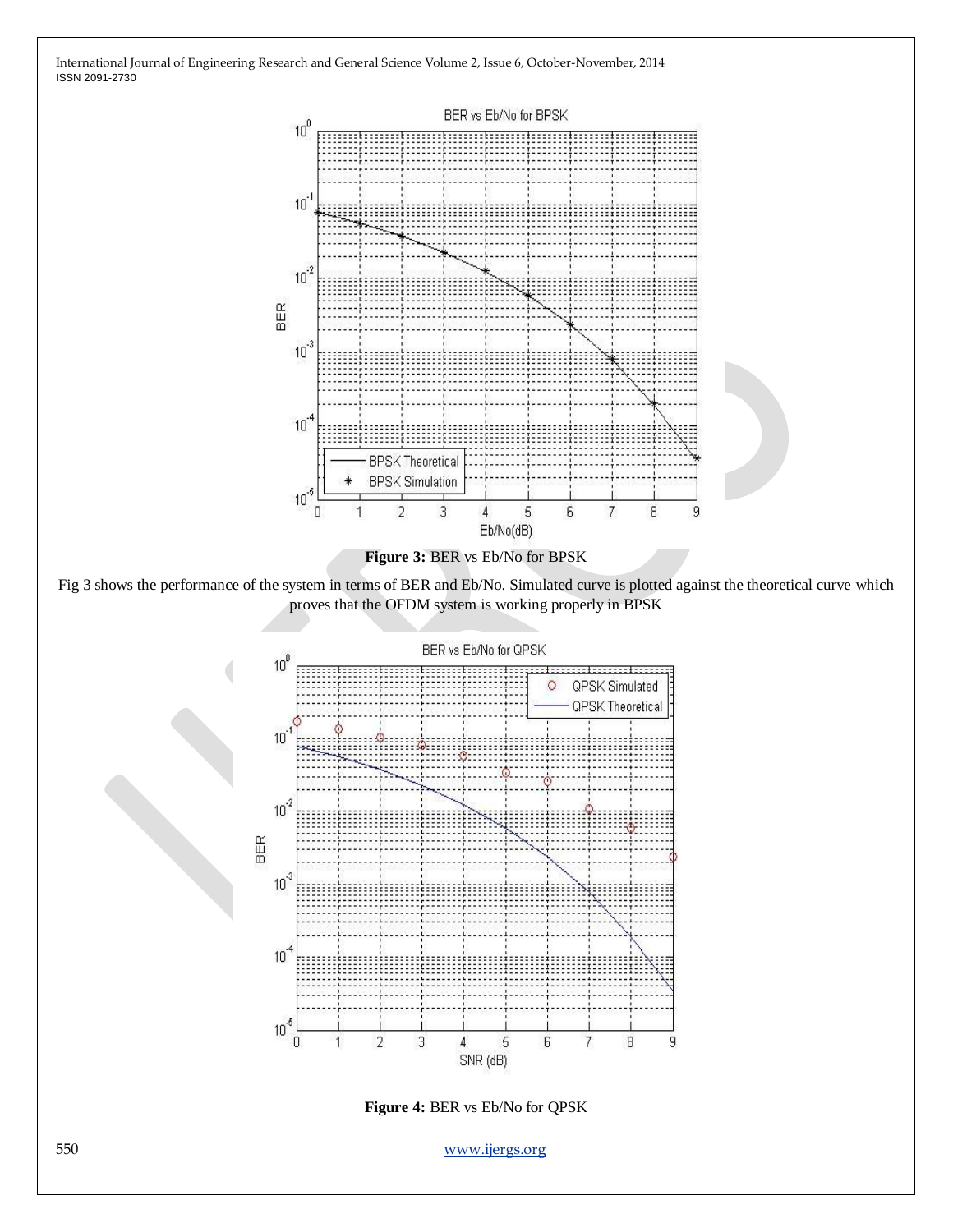**Figure 3:** BER vs Eb/No for BPSK

Fig 3 shows the performance of the system in terms of BER and Eb/No. Simulated curve is plotted against the theoretical curve which proves that the OFDM system is working properly in BPSK

**Figure 4:** BER vs Eb/No for QPSK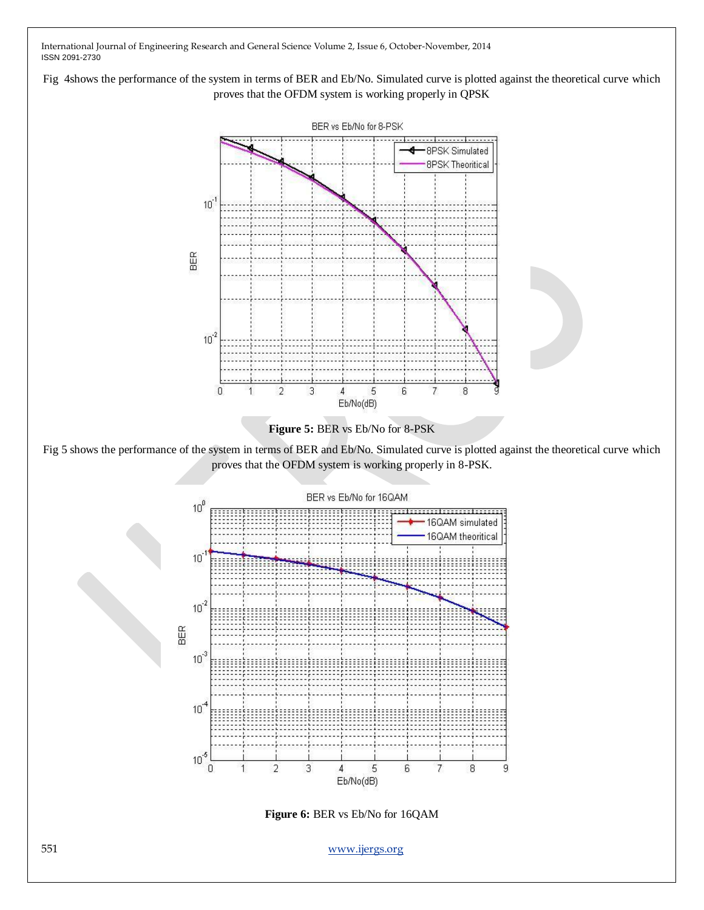Fig 4shows the performance of the system in terms of BER and Eb/No. Simulated curve is plotted against the theoretical curve which proves that the OFDM system is working properly in QPSK

**Figure 5:** BER vs Eb/No for 8-PSK

Fig 5 shows the performance of the system in terms of BER and Eb/No. Simulated curve is plotted against the theoretical curve which proves that the OFDM system is working properly in 8-PSK.

**Figure 6:** BER vs Eb/No for 16QAM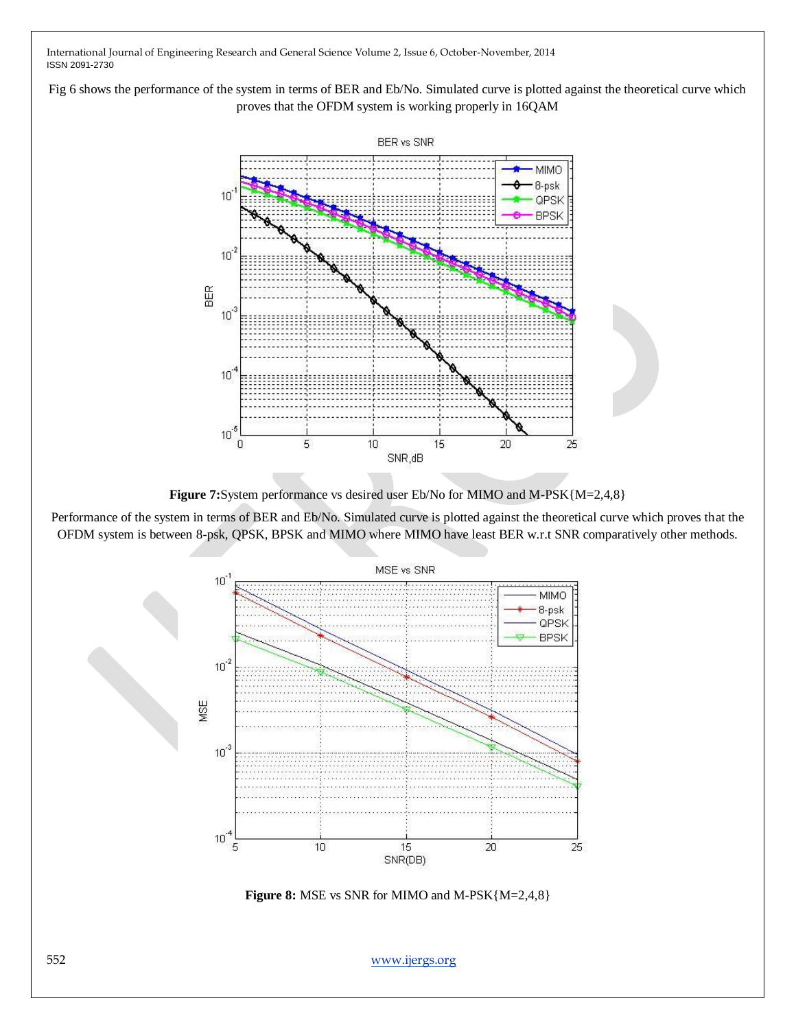Fig 6 shows the performance of the system in terms of BER and Eb/No. Simulated curve is plotted against the theoretical curve which proves that the OFDM system is working properly in 16QAM

**Figure 7:** System performance vs desired user Eb/No for MIMO and M-PSK{M=2,4,8}

Performance of the system in terms of BER and Eb/No. Simulated curve is plotted against the theoretical curve which proves that the OFDM system is between 8-psk, QPSK, BPSK and MIMO where MIMO have least BER w.r.t SNR comparatively other methods.

**Figure 8:** MSE vs SNR for MIMO and M-PSK{M=2,4,8}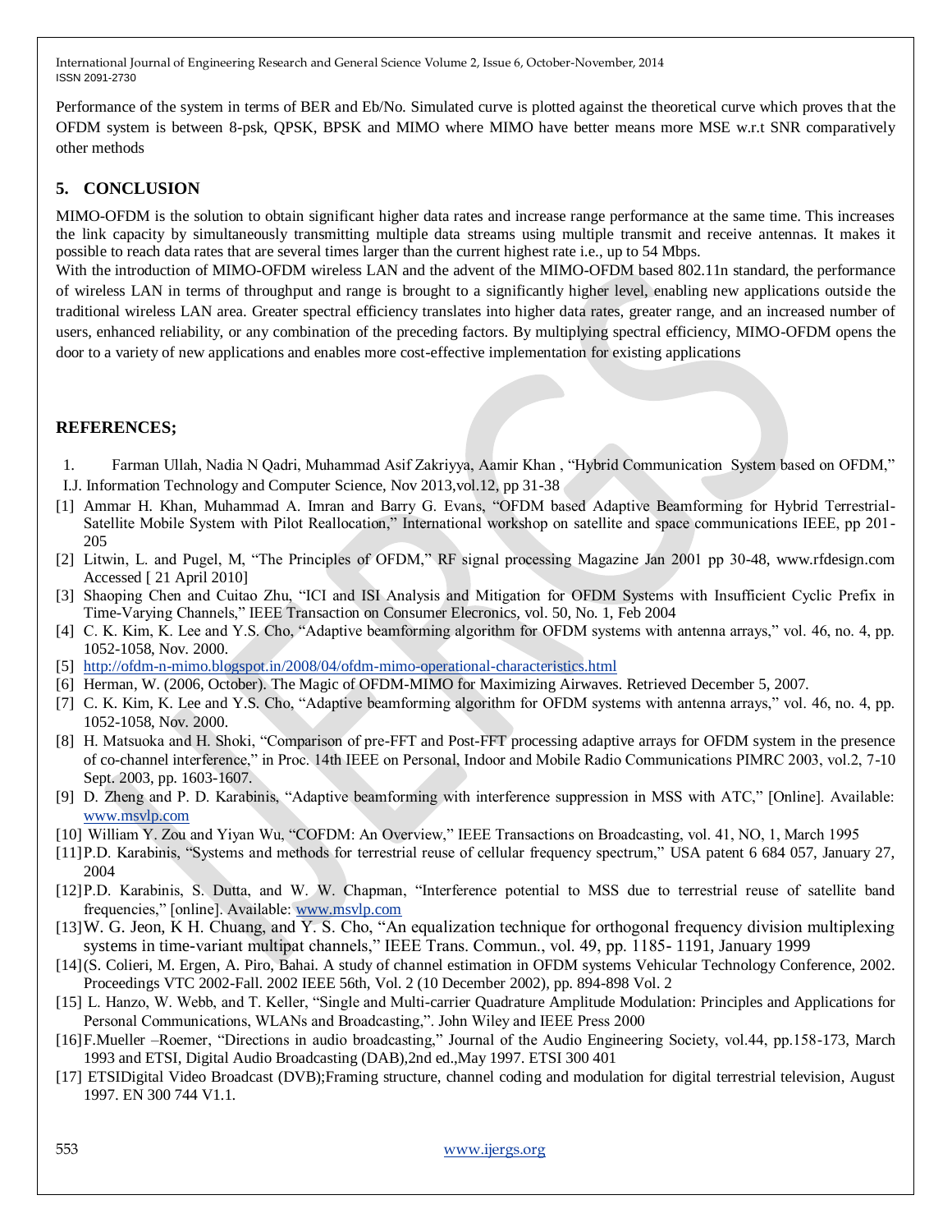Performance of the system in terms of BER and Eb/No. Simulated curve is plotted against the theoretical curve which proves that the OFDM system is between 8-psk, QPSK, BPSK and MIMO where MIMO have better means more MSE w.r.t SNR comparatively other methods

## 5. CONCLUSION

MIMO-OFDM is the solution to obtain significant higher data rates and increase range performance at the same time. This increases the link capacity by simultaneously transmitting multiple data streams using multiple transmit and receive antennas. It makes it possible to reach data rates that are several times larger than the current highest rate i.e., up to 54 Mbps.

With the introduction of MIMO-OFDM wireless LAN and the advent of the MIMO-OFDM based 802.11n standard, the performance of wireless LAN in terms of throughput and range is brought to a significantly higher level, enabling new applications outside the traditional wireless LAN area. Greater spectral efficiency translates into higher data rates, greater range, and an increased number of users, enhanced reliability, or any combination of the preceding factors. By multiplying spectral efficiency, MIMO-OFDM opens the door to a variety of new applications and enables more cost-effective implementation for existing applications

## REFERENCES;

1. Farman Ullah, Nadia N Qadri, Muhammad Asif Zakriyya, Aamir Khan , "Hybrid Communication System based on OFDM," I.J. Information Technology and Computer Science, Nov 2013,vol.12, pp 31-38

[1] Ammar H. Khan, Muhammad A. Imran and Barry G. Evans, "OFDM based Adaptive Beamforming for Hybrid Terrestrial-Satellite Mobile System with Pilot Reallocation," International workshop on satellite and space communications IEEE, pp 201-205

[2] Litwin, L. and Pugel, M, "The Principles of OFDM," RF signal processing Magazine Jan 2001 pp 30-48, www.rfdesign.com Accessed [ 21 April 2010]

[3] Shaoping Chen and Cuitao Zhu, "ICI and ISI Analysis and Mitigation for OFDM Systems with Insufficient Cyclic Prefix in Time-Varying Channels," IEEE Transaction on Consumer Elecronics, vol. 50, No. 1, Feb 2004

[4] C. K. Kim, K. Lee and Y.S. Cho, "Adaptive beamforming algorithm for OFDM systems with antenna arrays," vol. 46, no. 4, pp. 1052-1058, Nov. 2000.

[5] http://ofdm-n-mimo.blogspot.in/2008/04/ofdm-mimo-operational-characteristics.html

[6] Herman, W. (2006, October). The Magic of OFDM-MIMO for Maximizing Airwaves. Retrieved December 5, 2007.

[7] C. K. Kim, K. Lee and Y.S. Cho, "Adaptive beamforming algorithm for OFDM systems with antenna arrays," vol. 46, no. 4, pp. 1052-1058, Nov. 2000.

[8] H. Matsuoka and H. Shoki, "Comparison of pre-FFT and Post-FFT processing adaptive arrays for OFDM system in the presence of co-channel interference," in Proc. 14th IEEE on Personal, Indoor and Mobile Radio Communications PIMRC 2003, vol.2, 7-10 Sept. 2003, pp. 1603-1607.

[9] D. Zheng and P. D. Karabinis, "Adaptive beamforming with interference suppression in MSS with ATC," [Online]. Available: www.msvlp.com

[10] William Y. Zou and Yiyan Wu, "COFDM: An Overview," IEEE Transactions on Broadcasting, vol. 41, NO, 1, March 1995

[11] P.D. Karabinis, "Systems and methods for terrestrial reuse of cellular frequency spectrum," USA patent 6 684 057, January 27, 2004

[12] P.D. Karabinis, S. Dutta, and W. W. Chapman, "Interference potential to MSS due to terrestrial reuse of satellite band frequencies," [online]. Available: www.msvlp.com

[13] W. G. Jeon, K H. Chuang, and Y. S. Cho, "An equalization technique for orthogonal frequency division multiplexing systems in time-variant multipat channels," IEEE Trans. Commun., vol. 49, pp. 1185- 1191, January 1999

[14] (S. Colieri, M. Ergen, A. Piro, Bahai. A study of channel estimation in OFDM systems Vehicular Technology Conference, 2002. Proceedings VTC 2002-Fall. 2002 IEEE 56th, Vol. 2 (10 December 2002), pp. 894-898 Vol. 2

[15] L. Hanzo, W. Webb, and T. Keller, "Single and Multi-carrier Quadrature Amplitude Modulation: Principles and Applications for Personal Communications, WLANs and Broadcasting,". John Wiley and IEEE Press 2000

[16] F.Mueller –Roemer, "Directions in audio broadcasting," Journal of the Audio Engineering Society, vol.44, pp.158-173, March 1993 and ETSI, Digital Audio Broadcasting (DAB),2nd ed.,May 1997. ETSI 300 401

[17] ETSIDigital Video Broadcast (DVB);Framing structure, channel coding and modulation for digital terrestrial television, August 1997. EN 300 744 V1.1.